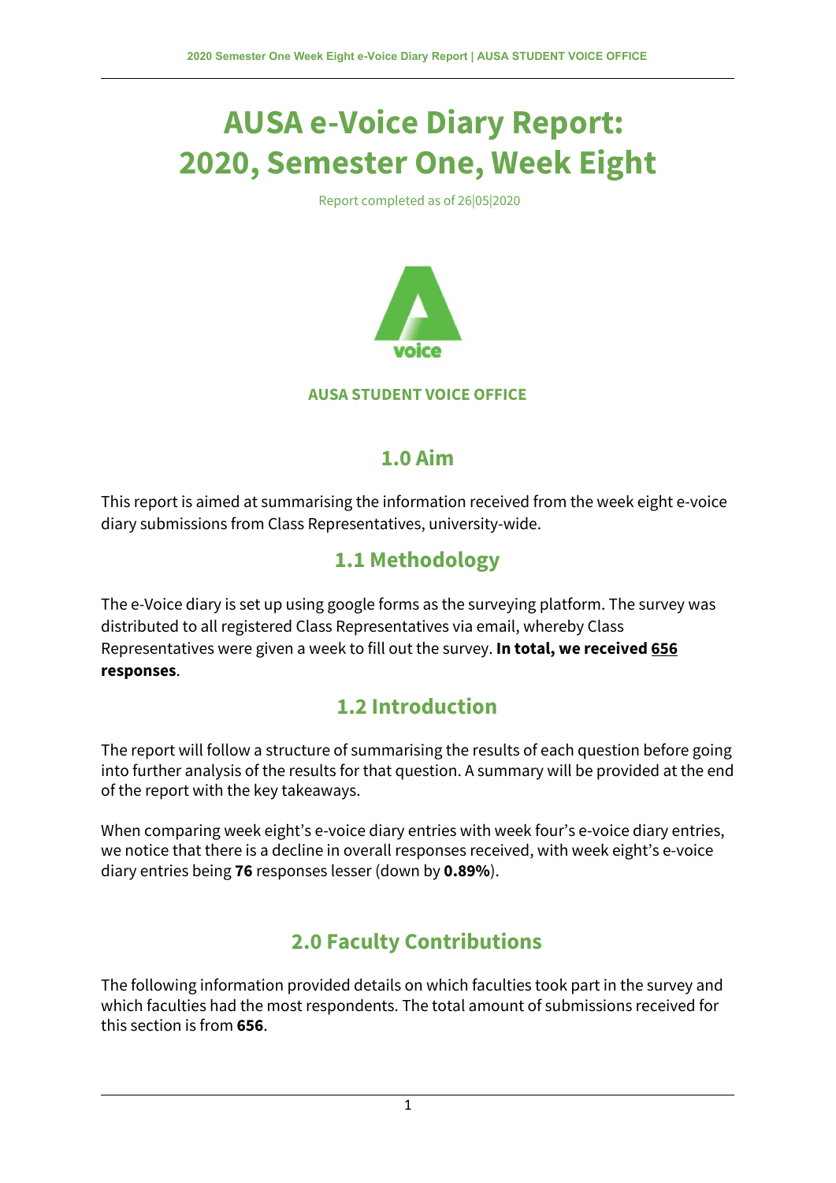# AUSA e-Voice Diary Report: 2020, Semester One, Week Eight

Report completed as of 26|05|2020

**AUSA STUDENT VOICE OFFICE**

## 1.0 Aim

This report is aimed at summarising the information received from the week eight e-voice diary submissions from Class Representatives, university-wide.

## 1.1 Methodology

The e-Voice diary is set up using google forms as the surveying platform. The survey was distributed to all registered Class Representatives via email, whereby Class Representatives were given a week to fill out the survey. **In total, we received 656 responses**.

## 1.2 Introduction

The report will follow a structure of summarising the results of each question before going into further analysis of the results for that question. A summary will be provided at the end of the report with the key takeaways.

When comparing week eight's e-voice diary entries with week four's e-voice diary entries, we notice that there is a decline in overall responses received, with week eight's e-voice diary entries being **76** responses lesser (down by **0.89%**).

## 2.0 Faculty Contributions

The following information provided details on which faculties took part in the survey and which faculties had the most respondents. The total amount of submissions received for this section is from **656**.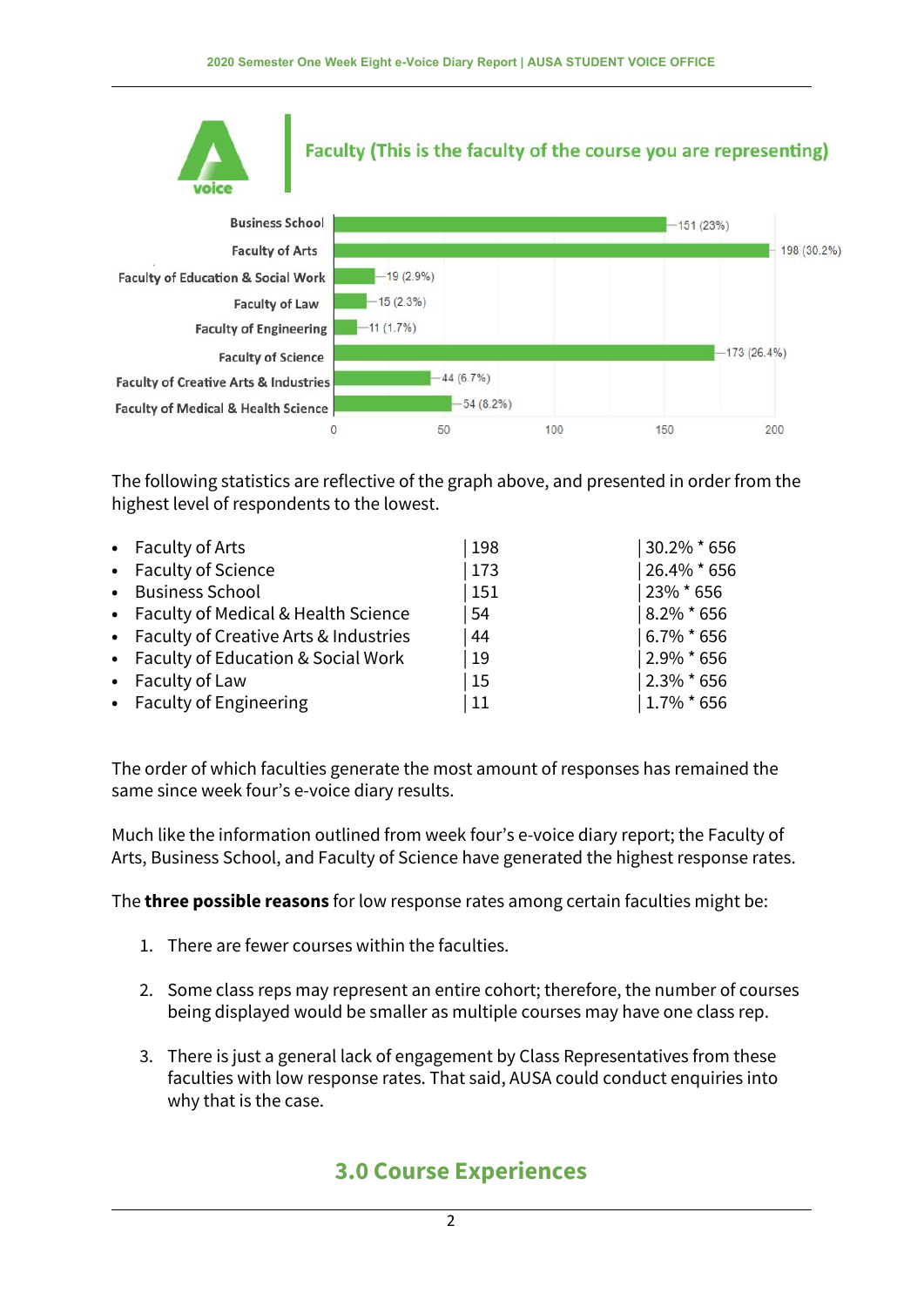## Faculty (This is the faculty of the course you are representing)

| Faculty | Responses |
|---|---|
| Business School | 151 (23%) |
| Faculty of Arts | 198 (30.2%) |
| Faculty of Education & Social Work | 19 (2.9%) |
| Faculty of Law | 15 (2.3%) |
| Faculty of Engineering | 11 (1.7%) |
| Faculty of Science | 173 (26.4%) |
| Faculty of Creative Arts & Industries | 44 (6.7%) |
| Faculty of Medical & Health Science | 54 (8.2%) |

The following statistics are reflective of the graph above, and presented in order from the highest level of respondents to the lowest.

- Faculty of Arts | 198 | 30.2% * 656
- Faculty of Science | 173 | 26.4% * 656
- Business School | 151 | 23% * 656
- Faculty of Medical & Health Science | 54 | 8.2% * 656
- Faculty of Creative Arts & Industries | 44 | 6.7% * 656
- Faculty of Education & Social Work | 19 | 2.9% * 656
- Faculty of Law | 15 | 2.3% * 656
- Faculty of Engineering | 11 | 1.7% * 656

The order of which faculties generate the most amount of responses has remained the same since week four's e-voice diary results.

Much like the information outlined from week four's e-voice diary report; the Faculty of Arts, Business School, and Faculty of Science have generated the highest response rates.

The **three possible reasons** for low response rates among certain faculties might be:

1. There are fewer courses within the faculties.
2. Some class reps may represent an entire cohort; therefore, the number of courses being displayed would be smaller as multiple courses may have one class rep.
3. There is just a general lack of engagement by Class Representatives from these faculties with low response rates. That said, AUSA could conduct enquiries into why that is the case.

## 3.0 Course Experiences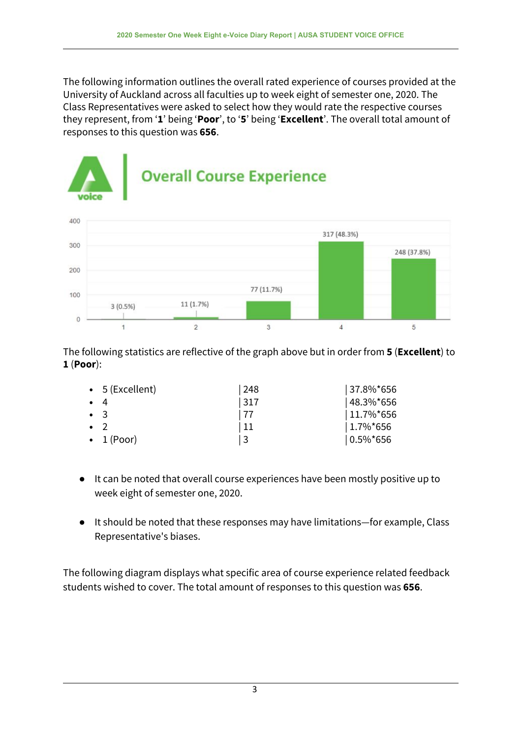The following information outlines the overall rated experience of courses provided at the University of Auckland across all faculties up to week eight of semester one, 2020. The Class Representatives were asked to select how they would rate the respective courses they represent, from '**1**' being '**Poor**', to '**5**' being '**Excellent**'. The overall total amount of responses to this question was **656**.

## Overall Course Experience

| Rating | Responses |
|---|---|
| 1 | 3 (0.5%) |
| 2 | 11 (1.7%) |
| 3 | 77 (11.7%) |
| 4 | 317 (48.3%) |
| 5 | 248 (37.8%) |

The following statistics are reflective of the graph above but in order from **5** (**Excellent**) to **1** (**Poor**):

| Rating | Count | Percentage |
|---|---|---|
| 5 (Excellent) | 248 | 37.8%*656 |
| 4 | 317 | 48.3%*656 |
| 3 | 77 | 11.7%*656 |
| 2 | 11 | 1.7%*656 |
| 1 (Poor) | 3 | 0.5%*656 |

- It can be noted that overall course experiences have been mostly positive up to week eight of semester one, 2020.
- It should be noted that these responses may have limitations—for example, Class Representative's biases.

The following diagram displays what specific area of course experience related feedback students wished to cover. The total amount of responses to this question was **656**.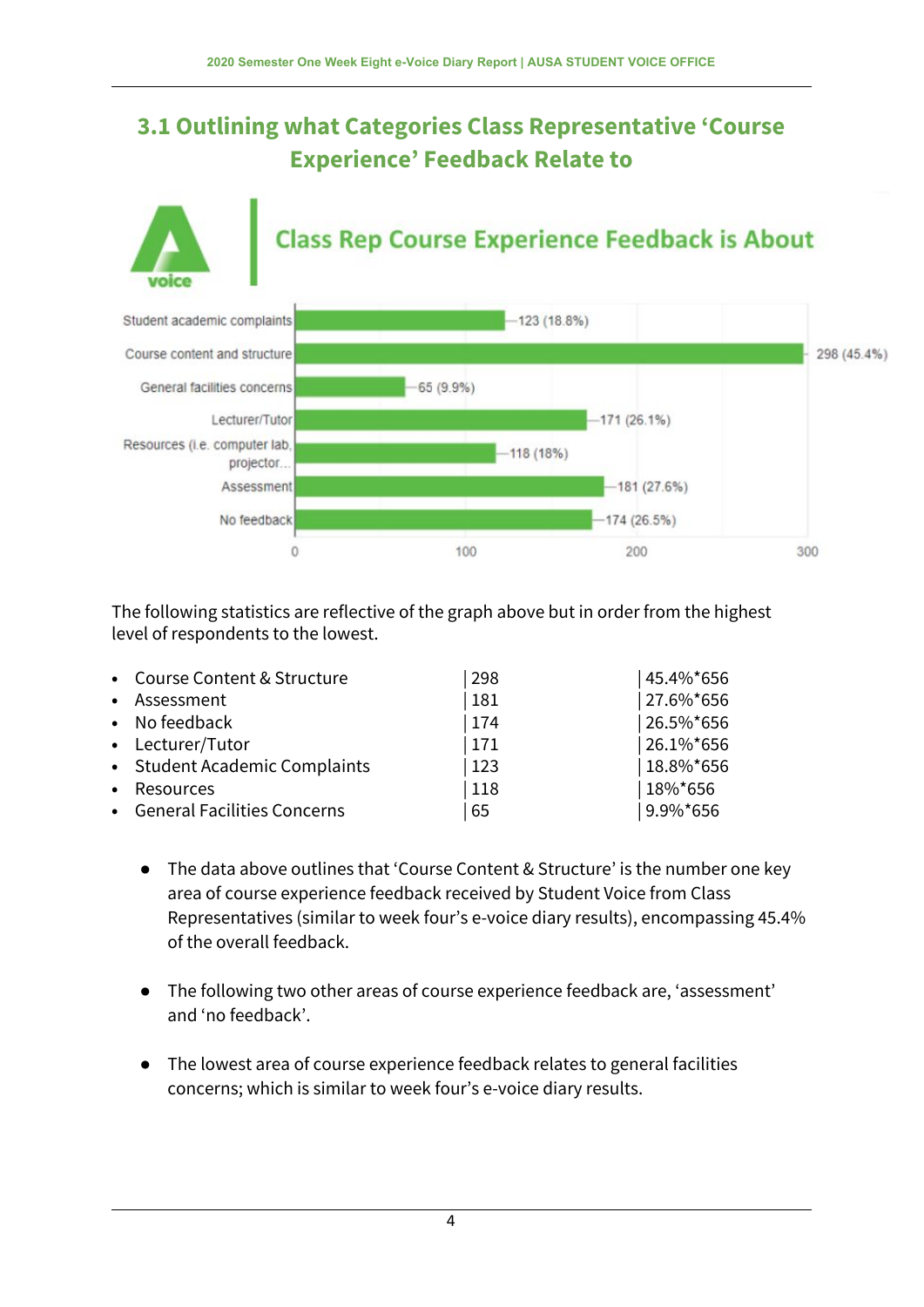## 3.1 Outlining what Categories Class Representative 'Course Experience' Feedback Relate to

**Class Rep Course Experience Feedback is About**

| Category | Count (%) |
|---|---|
| Student academic complaints | 123 (18.8%) |
| Course content and structure | 298 (45.4%) |
| General facilities concerns | 65 (9.9%) |
| Lecturer/Tutor | 171 (26.1%) |
| Resources (i.e. computer lab, projector... | 118 (18%) |
| Assessment | 181 (27.6%) |
| No feedback | 174 (26.5%) |

The following statistics are reflective of the graph above but in order from the highest level of respondents to the lowest.

- Course Content & Structure | 298 | 45.4%*656
- Assessment | 181 | 27.6%*656
- No feedback | 174 | 26.5%*656
- Lecturer/Tutor | 171 | 26.1%*656
- Student Academic Complaints | 123 | 18.8%*656
- Resources | 118 | 18%*656
- General Facilities Concerns | 65 | 9.9%*656

- The data above outlines that 'Course Content & Structure' is the number one key area of course experience feedback received by Student Voice from Class Representatives (similar to week four's e-voice diary results), encompassing 45.4% of the overall feedback.

- The following two other areas of course experience feedback are, 'assessment' and 'no feedback'.

- The lowest area of course experience feedback relates to general facilities concerns; which is similar to week four's e-voice diary results.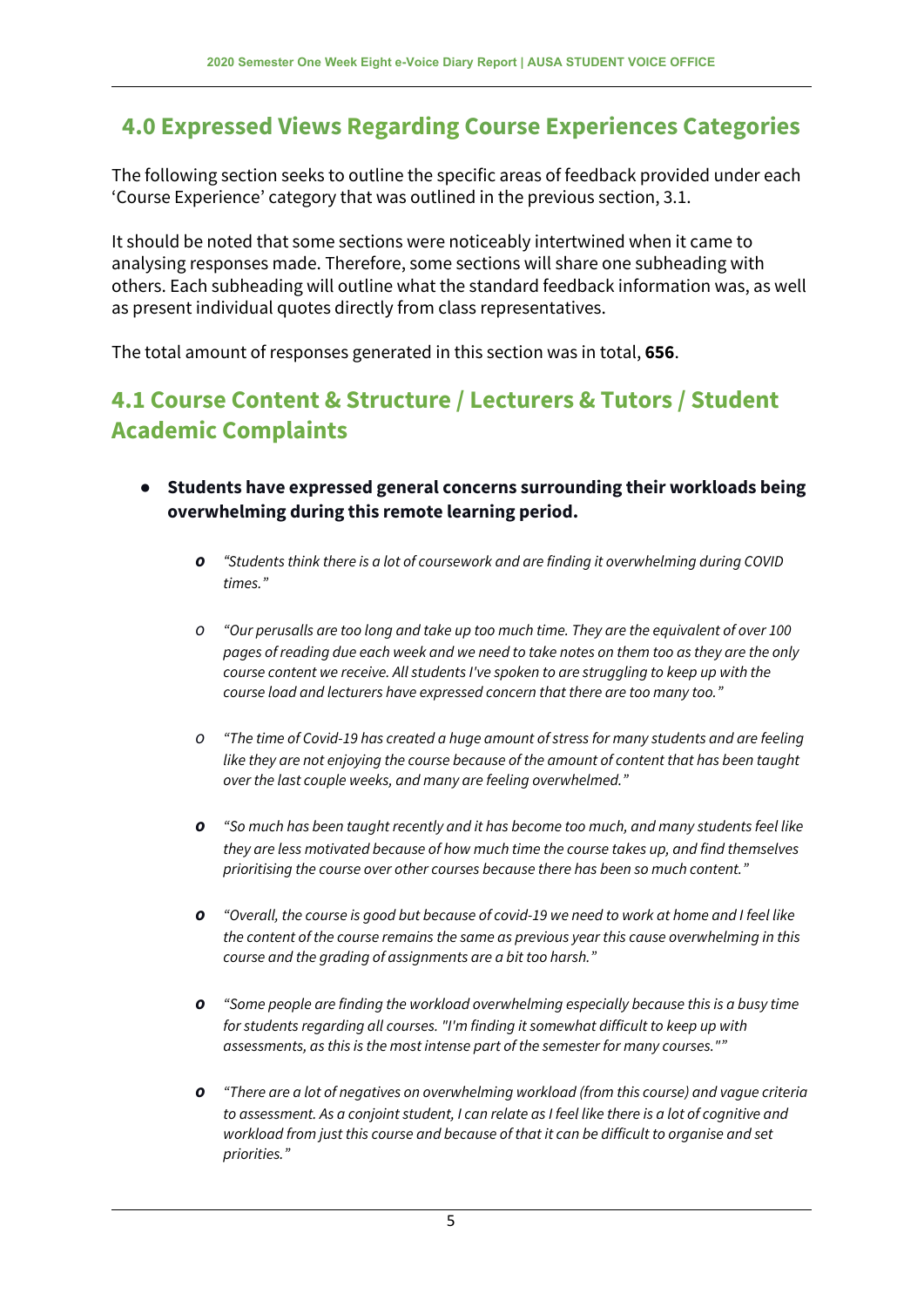## 4.0 Expressed Views Regarding Course Experiences Categories

The following section seeks to outline the specific areas of feedback provided under each 'Course Experience' category that was outlined in the previous section, 3.1.

It should be noted that some sections were noticeably intertwined when it came to analysing responses made. Therefore, some sections will share one subheading with others. Each subheading will outline what the standard feedback information was, as well as present individual quotes directly from class representatives.

The total amount of responses generated in this section was in total, **656**.

## 4.1 Course Content & Structure / Lecturers & Tutors / Student Academic Complaints

- **Students have expressed general concerns surrounding their workloads being overwhelming during this remote learning period.**
  - *"Students think there is a lot of coursework and are finding it overwhelming during COVID times."*
  - *"Our perusalls are too long and take up too much time. They are the equivalent of over 100 pages of reading due each week and we need to take notes on them too as they are the only course content we receive. All students I've spoken to are struggling to keep up with the course load and lecturers have expressed concern that there are too many too."*
  - *"The time of Covid-19 has created a huge amount of stress for many students and are feeling like they are not enjoying the course because of the amount of content that has been taught over the last couple weeks, and many are feeling overwhelmed."*
  - *"So much has been taught recently and it has become too much, and many students feel like they are less motivated because of how much time the course takes up, and find themselves prioritising the course over other courses because there has been so much content."*
  - *"Overall, the course is good but because of covid-19 we need to work at home and I feel like the content of the course remains the same as previous year this cause overwhelming in this course and the grading of assignments are a bit too harsh."*
  - *"Some people are finding the workload overwhelming especially because this is a busy time for students regarding all courses. "I'm finding it somewhat difficult to keep up with assessments, as this is the most intense part of the semester for many courses.""*
  - *"There are a lot of negatives on overwhelming workload (from this course) and vague criteria to assessment. As a conjoint student, I can relate as I feel like there is a lot of cognitive and workload from just this course and because of that it can be difficult to organise and set priorities."*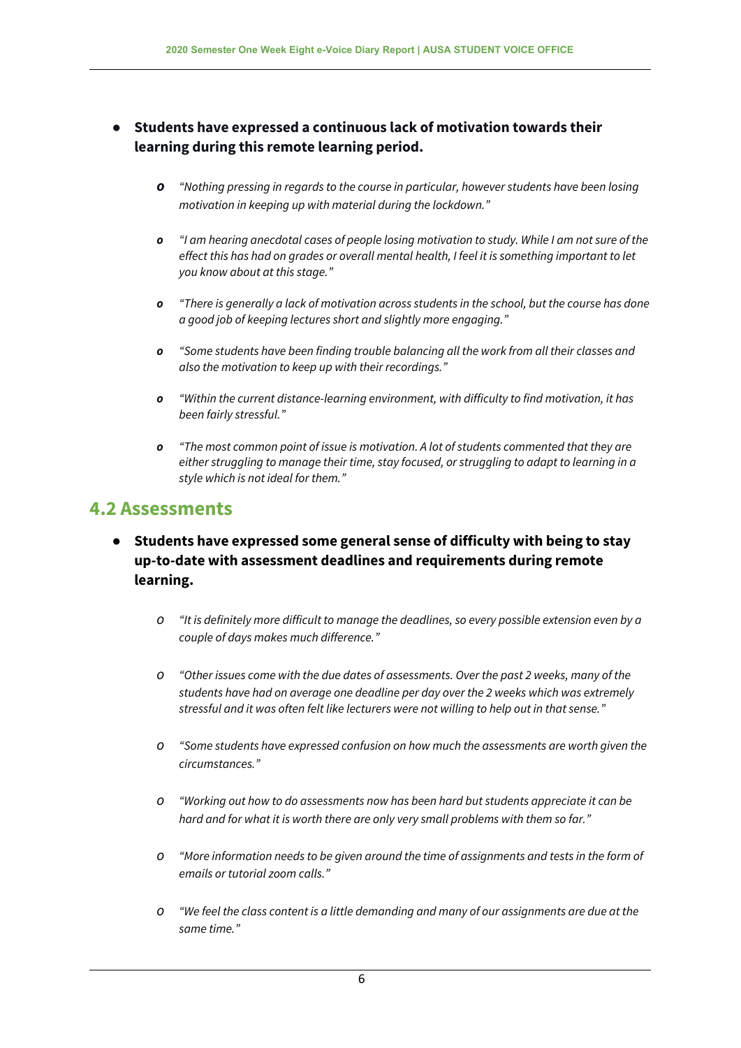- **Students have expressed a continuous lack of motivation towards their learning during this remote learning period.**

    - *"Nothing pressing in regards to the course in particular, however students have been losing motivation in keeping up with material during the lockdown."*

    - *"I am hearing anecdotal cases of people losing motivation to study. While I am not sure of the effect this has had on grades or overall mental health, I feel it is something important to let you know about at this stage."*

    - *"There is generally a lack of motivation across students in the school, but the course has done a good job of keeping lectures short and slightly more engaging."*

    - *"Some students have been finding trouble balancing all the work from all their classes and also the motivation to keep up with their recordings."*

    - *"Within the current distance-learning environment, with difficulty to find motivation, it has been fairly stressful."*

    - *"The most common point of issue is motivation. A lot of students commented that they are either struggling to manage their time, stay focused, or struggling to adapt to learning in a style which is not ideal for them."*

## 4.2 Assessments

- **Students have expressed some general sense of difficulty with being to stay up-to-date with assessment deadlines and requirements during remote learning.**

    - *"It is definitely more difficult to manage the deadlines, so every possible extension even by a couple of days makes much difference."*

    - *"Other issues come with the due dates of assessments. Over the past 2 weeks, many of the students have had on average one deadline per day over the 2 weeks which was extremely stressful and it was often felt like lecturers were not willing to help out in that sense."*

    - *"Some students have expressed confusion on how much the assessments are worth given the circumstances."*

    - *"Working out how to do assessments now has been hard but students appreciate it can be hard and for what it is worth there are only very small problems with them so far."*

    - *"More information needs to be given around the time of assignments and tests in the form of emails or tutorial zoom calls."*

    - *"We feel the class content is a little demanding and many of our assignments are due at the same time."*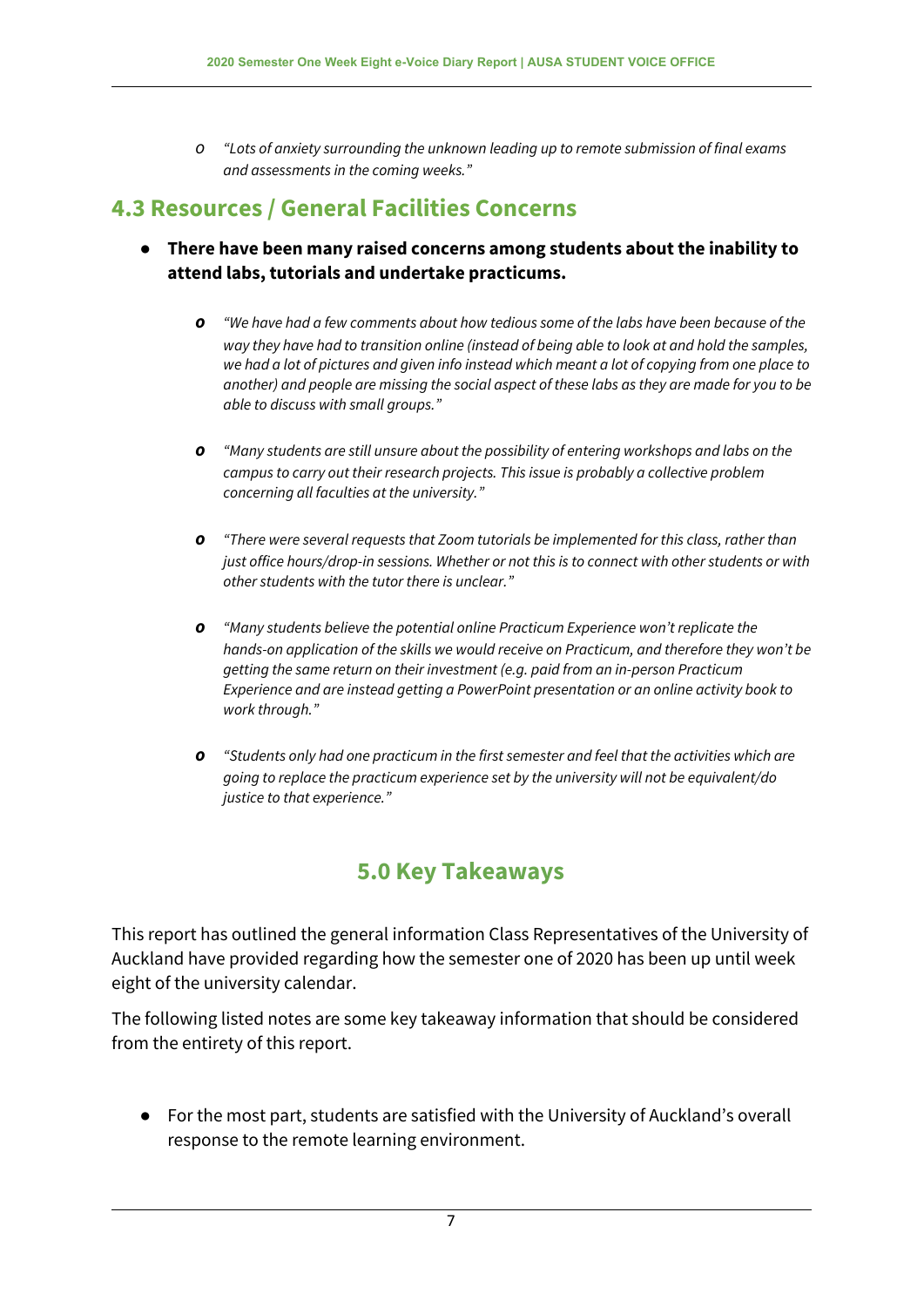- *"Lots of anxiety surrounding the unknown leading up to remote submission of final exams and assessments in the coming weeks."*

## 4.3 Resources / General Facilities Concerns

- **There have been many raised concerns among students about the inability to attend labs, tutorials and undertake practicums.**
  - *"We have had a few comments about how tedious some of the labs have been because of the way they have had to transition online (instead of being able to look at and hold the samples, we had a lot of pictures and given info instead which meant a lot of copying from one place to another) and people are missing the social aspect of these labs as they are made for you to be able to discuss with small groups."*
  - *"Many students are still unsure about the possibility of entering workshops and labs on the campus to carry out their research projects. This issue is probably a collective problem concerning all faculties at the university."*
  - *"There were several requests that Zoom tutorials be implemented for this class, rather than just office hours/drop-in sessions. Whether or not this is to connect with other students or with other students with the tutor there is unclear."*
  - *"Many students believe the potential online Practicum Experience won't replicate the hands-on application of the skills we would receive on Practicum, and therefore they won't be getting the same return on their investment (e.g. paid from an in-person Practicum Experience and are instead getting a PowerPoint presentation or an online activity book to work through."*
  - *"Students only had one practicum in the first semester and feel that the activities which are going to replace the practicum experience set by the university will not be equivalent/do justice to that experience."*

# 5.0 Key Takeaways

This report has outlined the general information Class Representatives of the University of Auckland have provided regarding how the semester one of 2020 has been up until week eight of the university calendar.

The following listed notes are some key takeaway information that should be considered from the entirety of this report.

- For the most part, students are satisfied with the University of Auckland's overall response to the remote learning environment.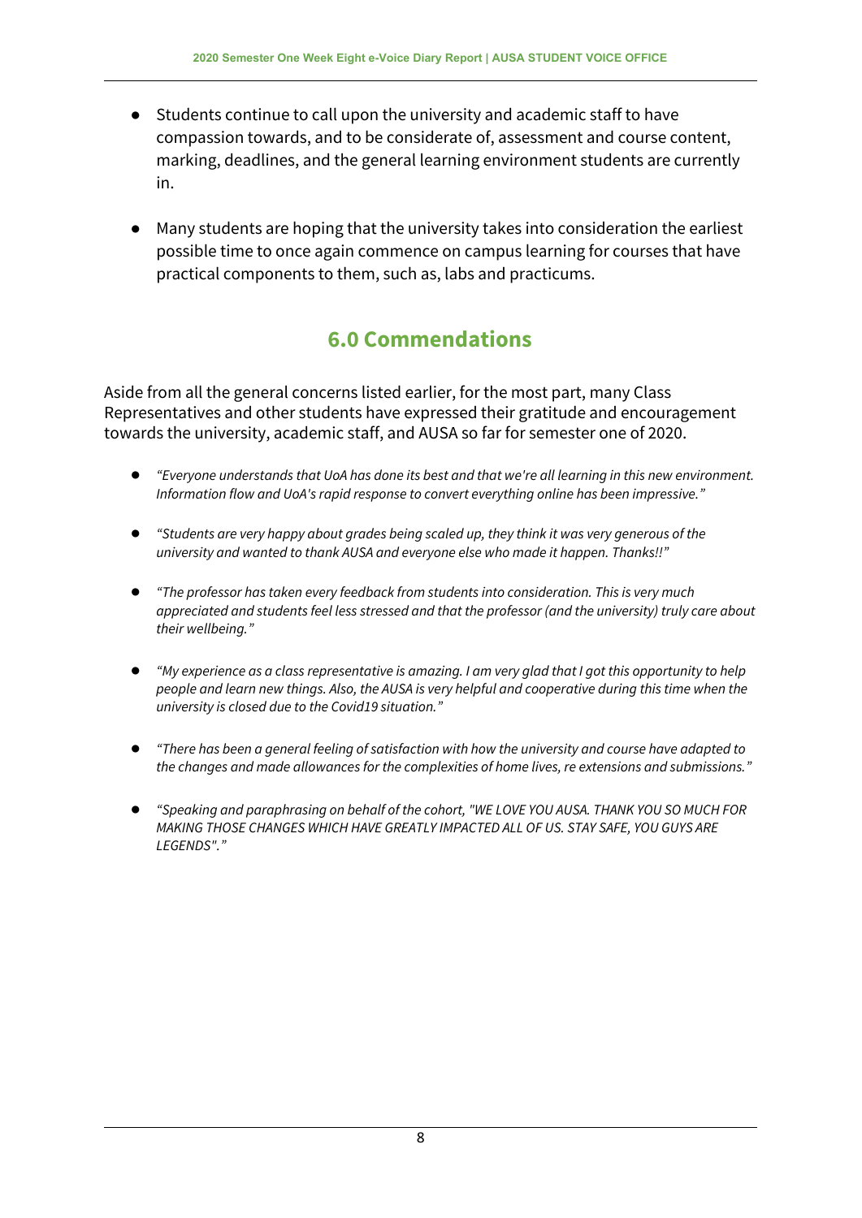- Students continue to call upon the university and academic staff to have compassion towards, and to be considerate of, assessment and course content, marking, deadlines, and the general learning environment students are currently in.

- Many students are hoping that the university takes into consideration the earliest possible time to once again commence on campus learning for courses that have practical components to them, such as, labs and practicums.

## 6.0 Commendations

Aside from all the general concerns listed earlier, for the most part, many Class Representatives and other students have expressed their gratitude and encouragement towards the university, academic staff, and AUSA so far for semester one of 2020.

- *"Everyone understands that UoA has done its best and that we're all learning in this new environment. Information flow and UoA's rapid response to convert everything online has been impressive."*

- *"Students are very happy about grades being scaled up, they think it was very generous of the university and wanted to thank AUSA and everyone else who made it happen. Thanks!!"*

- *"The professor has taken every feedback from students into consideration. This is very much appreciated and students feel less stressed and that the professor (and the university) truly care about their wellbeing."*

- *"My experience as a class representative is amazing. I am very glad that I got this opportunity to help people and learn new things. Also, the AUSA is very helpful and cooperative during this time when the university is closed due to the Covid19 situation."*

- *"There has been a general feeling of satisfaction with how the university and course have adapted to the changes and made allowances for the complexities of home lives, re extensions and submissions."*

- *"Speaking and paraphrasing on behalf of the cohort, "WE LOVE YOU AUSA. THANK YOU SO MUCH FOR MAKING THOSE CHANGES WHICH HAVE GREATLY IMPACTED ALL OF US. STAY SAFE, YOU GUYS ARE LEGENDS"."*